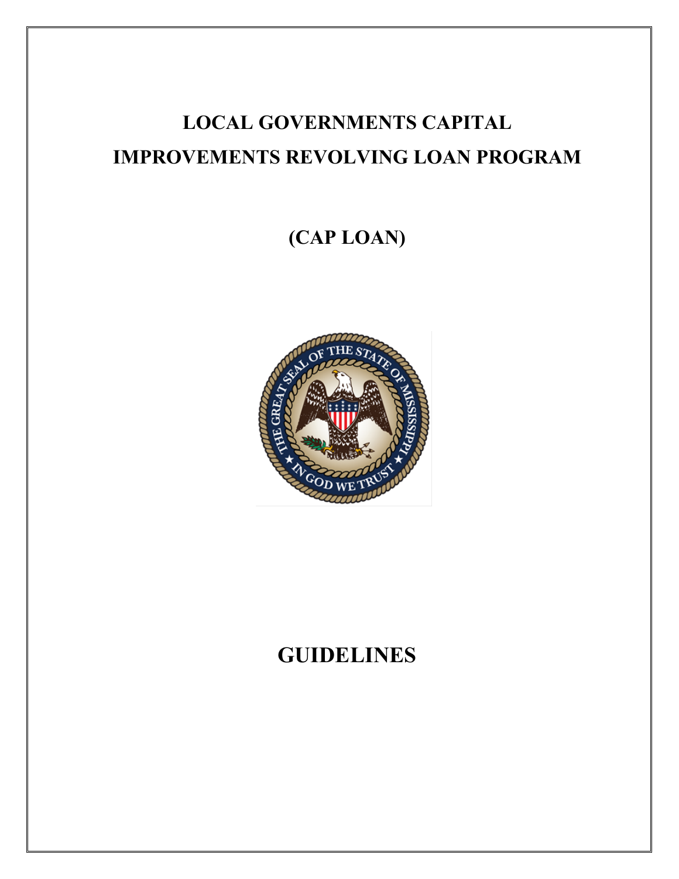# LOCAL GOVERNMENTS CAPITAL IMPROVEMENTS REVOLVING LOAN PROGRAM

## (CAP LOAN)

# GUIDELINES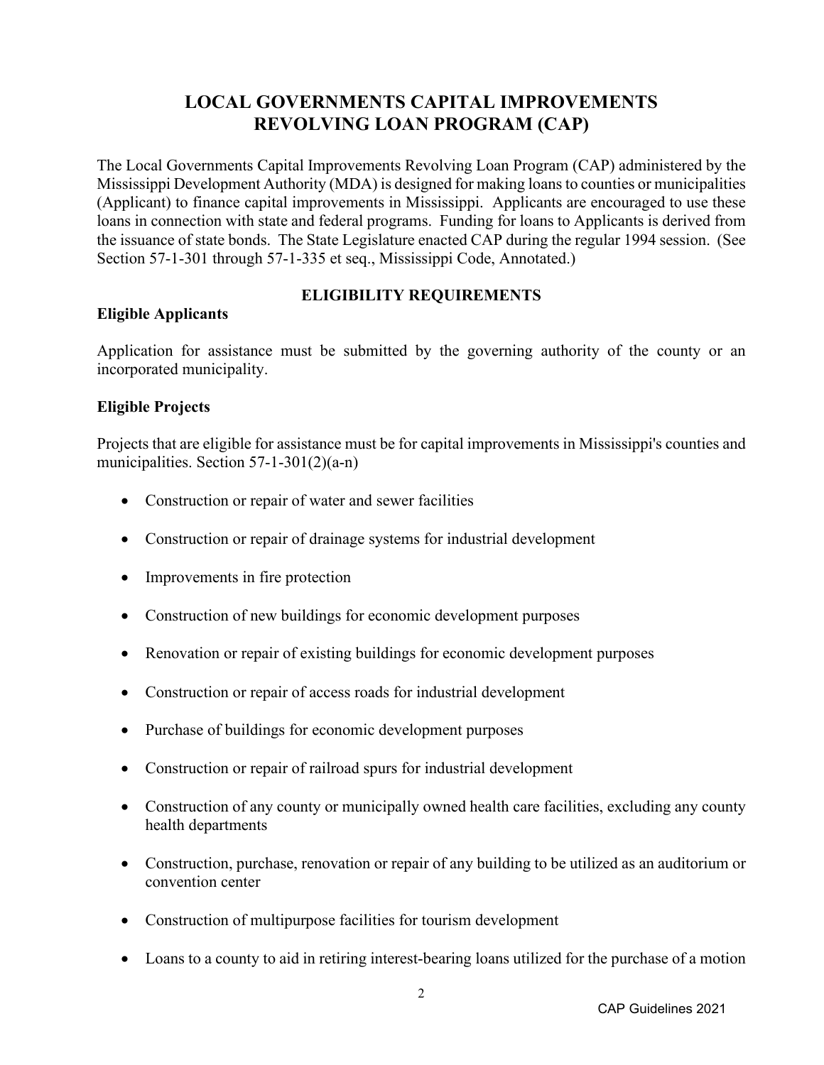# LOCAL GOVERNMENTS CAPITAL IMPROVEMENTS REVOLVING LOAN PROGRAM (CAP)

The Local Governments Capital Improvements Revolving Loan Program (CAP) administered by the Mississippi Development Authority (MDA) is designed for making loans to counties or municipalities (Applicant) to finance capital improvements in Mississippi. Applicants are encouraged to use these loans in connection with state and federal programs. Funding for loans to Applicants is derived from the issuance of state bonds. The State Legislature enacted CAP during the regular 1994 session. (See Section 57-1-301 through 57-1-335 et seq., Mississippi Code, Annotated.)

## ELIGIBILITY REQUIREMENTS

### Eligible Applicants

Application for assistance must be submitted by the governing authority of the county or an incorporated municipality.

### Eligible Projects

Projects that are eligible for assistance must be for capital improvements in Mississippi's counties and municipalities. Section 57-1-301(2)(a-n)

- Construction or repair of water and sewer facilities
- Construction or repair of drainage systems for industrial development
- Improvements in fire protection
- Construction of new buildings for economic development purposes
- Renovation or repair of existing buildings for economic development purposes
- Construction or repair of access roads for industrial development
- Purchase of buildings for economic development purposes
- Construction or repair of railroad spurs for industrial development
- Construction of any county or municipally owned health care facilities, excluding any county health departments
- Construction, purchase, renovation or repair of any building to be utilized as an auditorium or convention center
- Construction of multipurpose facilities for tourism development
- Loans to a county to aid in retiring interest-bearing loans utilized for the purchase of a motion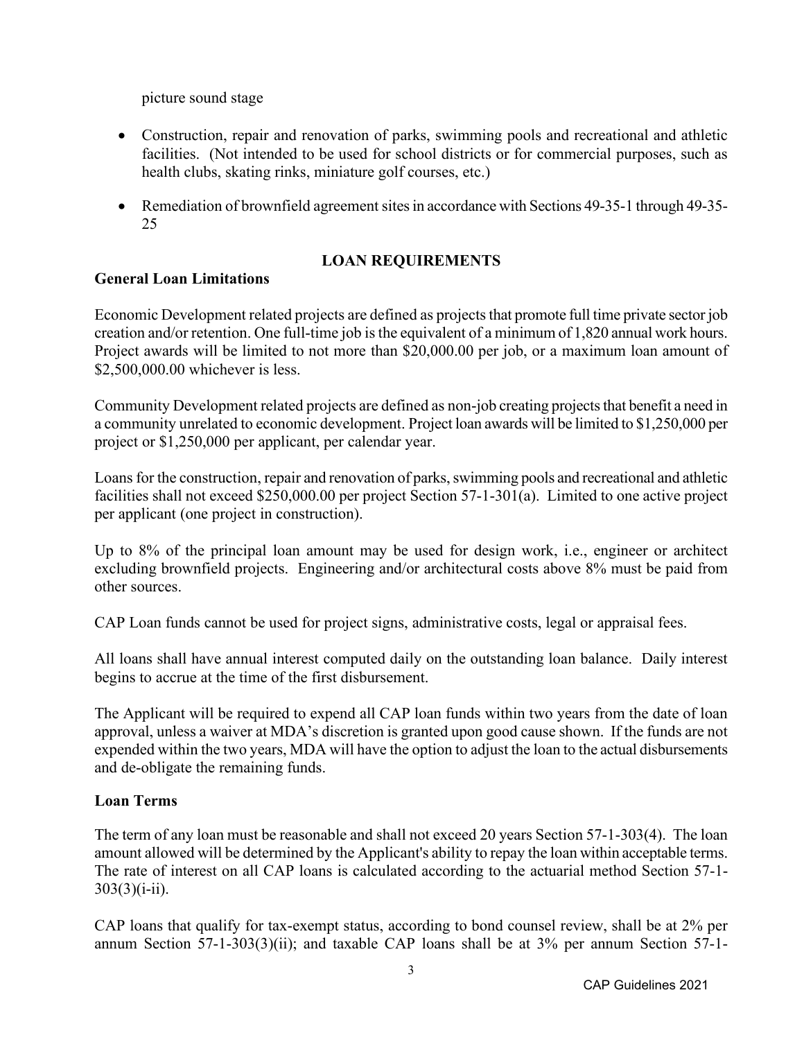picture sound stage

- Construction, repair and renovation of parks, swimming pools and recreational and athletic facilities. (Not intended to be used for school districts or for commercial purposes, such as health clubs, skating rinks, miniature golf courses, etc.)
- Remediation of brownfield agreement sites in accordance with Sections 49-35-1 through 49-35-25

## LOAN REQUIREMENTS

### General Loan Limitations

Economic Development related projects are defined as projects that promote full time private sector job creation and/or retention. One full-time job is the equivalent of a minimum of 1,820 annual work hours. Project awards will be limited to not more than $20,000.00 per job, or a maximum loan amount of $2,500,000.00 whichever is less.

Community Development related projects are defined as non-job creating projects that benefit a need in a community unrelated to economic development. Project loan awards will be limited to $1,250,000 per project or $1,250,000 per applicant, per calendar year.

Loans for the construction, repair and renovation of parks, swimming pools and recreational and athletic facilities shall not exceed $250,000.00 per project Section 57-1-301(a). Limited to one active project per applicant (one project in construction).

Up to 8% of the principal loan amount may be used for design work, i.e., engineer or architect excluding brownfield projects. Engineering and/or architectural costs above 8% must be paid from other sources.

CAP Loan funds cannot be used for project signs, administrative costs, legal or appraisal fees.

All loans shall have annual interest computed daily on the outstanding loan balance. Daily interest begins to accrue at the time of the first disbursement.

The Applicant will be required to expend all CAP loan funds within two years from the date of loan approval, unless a waiver at MDA's discretion is granted upon good cause shown. If the funds are not expended within the two years, MDA will have the option to adjust the loan to the actual disbursements and de-obligate the remaining funds.

### Loan Terms

The term of any loan must be reasonable and shall not exceed 20 years Section 57-1-303(4). The loan amount allowed will be determined by the Applicant's ability to repay the loan within acceptable terms. The rate of interest on all CAP loans is calculated according to the actuarial method Section 57-1-303(3)(i-ii).

CAP loans that qualify for tax-exempt status, according to bond counsel review, shall be at 2% per annum Section 57-1-303(3)(ii); and taxable CAP loans shall be at 3% per annum Section 57-1-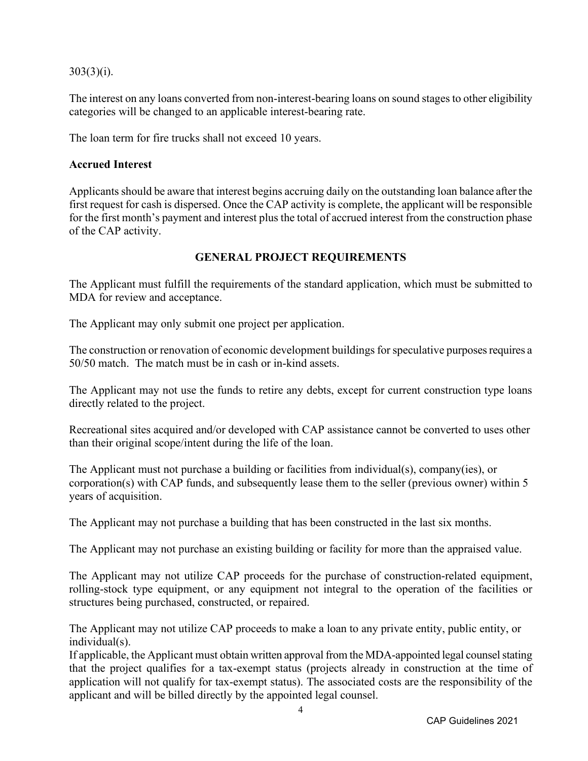303(3)(i).

The interest on any loans converted from non-interest-bearing loans on sound stages to other eligibility categories will be changed to an applicable interest-bearing rate.

The loan term for fire trucks shall not exceed 10 years.

**Accrued Interest**

Applicants should be aware that interest begins accruing daily on the outstanding loan balance after the first request for cash is dispersed. Once the CAP activity is complete, the applicant will be responsible for the first month's payment and interest plus the total of accrued interest from the construction phase of the CAP activity.

## GENERAL PROJECT REQUIREMENTS

The Applicant must fulfill the requirements of the standard application, which must be submitted to MDA for review and acceptance.

The Applicant may only submit one project per application.

The construction or renovation of economic development buildings for speculative purposes requires a 50/50 match. The match must be in cash or in-kind assets.

The Applicant may not use the funds to retire any debts, except for current construction type loans directly related to the project.

Recreational sites acquired and/or developed with CAP assistance cannot be converted to uses other than their original scope/intent during the life of the loan.

The Applicant must not purchase a building or facilities from individual(s), company(ies), or corporation(s) with CAP funds, and subsequently lease them to the seller (previous owner) within 5 years of acquisition.

The Applicant may not purchase a building that has been constructed in the last six months.

The Applicant may not purchase an existing building or facility for more than the appraised value.

The Applicant may not utilize CAP proceeds for the purchase of construction-related equipment, rolling-stock type equipment, or any equipment not integral to the operation of the facilities or structures being purchased, constructed, or repaired.

The Applicant may not utilize CAP proceeds to make a loan to any private entity, public entity, or individual(s).

If applicable, the Applicant must obtain written approval from the MDA-appointed legal counsel stating that the project qualifies for a tax-exempt status (projects already in construction at the time of application will not qualify for tax-exempt status). The associated costs are the responsibility of the applicant and will be billed directly by the appointed legal counsel.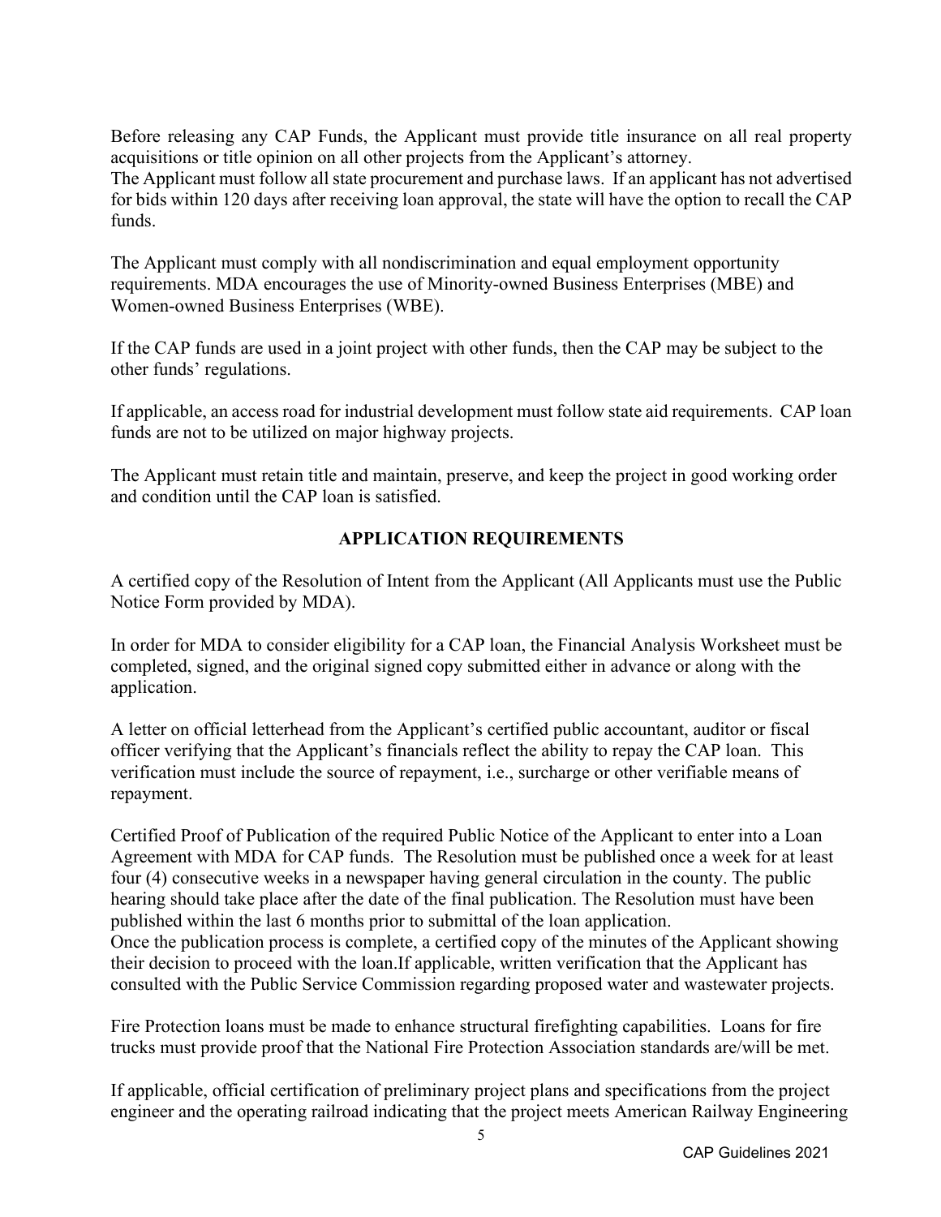Before releasing any CAP Funds, the Applicant must provide title insurance on all real property acquisitions or title opinion on all other projects from the Applicant's attorney.
The Applicant must follow all state procurement and purchase laws. If an applicant has not advertised for bids within 120 days after receiving loan approval, the state will have the option to recall the CAP funds.

The Applicant must comply with all nondiscrimination and equal employment opportunity requirements. MDA encourages the use of Minority-owned Business Enterprises (MBE) and Women-owned Business Enterprises (WBE).

If the CAP funds are used in a joint project with other funds, then the CAP may be subject to the other funds' regulations.

If applicable, an access road for industrial development must follow state aid requirements. CAP loan funds are not to be utilized on major highway projects.

The Applicant must retain title and maintain, preserve, and keep the project in good working order and condition until the CAP loan is satisfied.

## APPLICATION REQUIREMENTS

A certified copy of the Resolution of Intent from the Applicant (All Applicants must use the Public Notice Form provided by MDA).

In order for MDA to consider eligibility for a CAP loan, the Financial Analysis Worksheet must be completed, signed, and the original signed copy submitted either in advance or along with the application.

A letter on official letterhead from the Applicant's certified public accountant, auditor or fiscal officer verifying that the Applicant's financials reflect the ability to repay the CAP loan. This verification must include the source of repayment, i.e., surcharge or other verifiable means of repayment.

Certified Proof of Publication of the required Public Notice of the Applicant to enter into a Loan Agreement with MDA for CAP funds. The Resolution must be published once a week for at least four (4) consecutive weeks in a newspaper having general circulation in the county. The public hearing should take place after the date of the final publication. The Resolution must have been published within the last 6 months prior to submittal of the loan application.
Once the publication process is complete, a certified copy of the minutes of the Applicant showing their decision to proceed with the loan.If applicable, written verification that the Applicant has consulted with the Public Service Commission regarding proposed water and wastewater projects.

Fire Protection loans must be made to enhance structural firefighting capabilities. Loans for fire trucks must provide proof that the National Fire Protection Association standards are/will be met.

If applicable, official certification of preliminary project plans and specifications from the project engineer and the operating railroad indicating that the project meets American Railway Engineering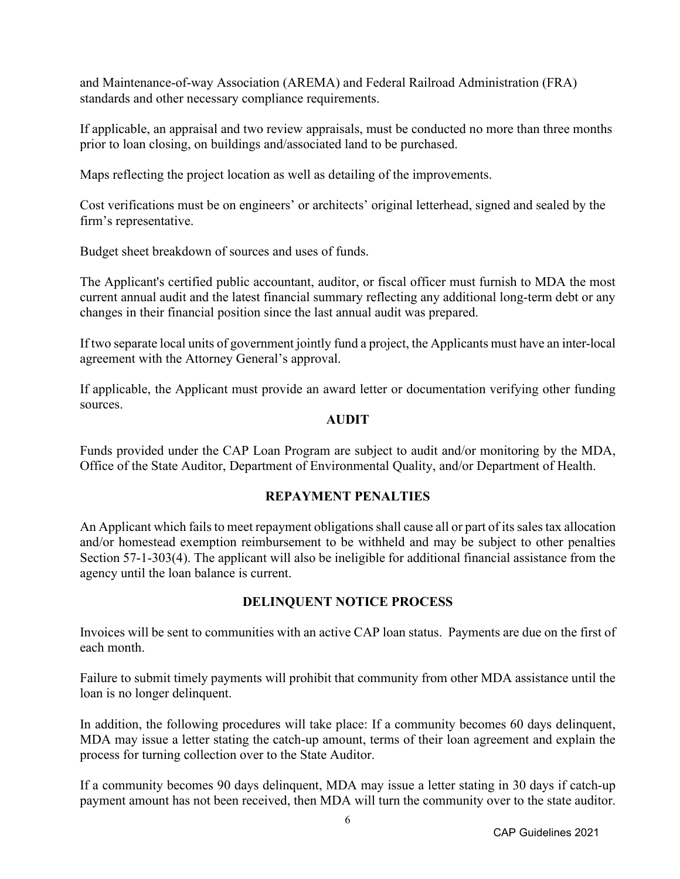and Maintenance-of-way Association (AREMA) and Federal Railroad Administration (FRA) standards and other necessary compliance requirements.

If applicable, an appraisal and two review appraisals, must be conducted no more than three months prior to loan closing, on buildings and/associated land to be purchased.

Maps reflecting the project location as well as detailing of the improvements.

Cost verifications must be on engineers' or architects' original letterhead, signed and sealed by the firm's representative.

Budget sheet breakdown of sources and uses of funds.

The Applicant's certified public accountant, auditor, or fiscal officer must furnish to MDA the most current annual audit and the latest financial summary reflecting any additional long-term debt or any changes in their financial position since the last annual audit was prepared.

If two separate local units of government jointly fund a project, the Applicants must have an inter-local agreement with the Attorney General's approval.

If applicable, the Applicant must provide an award letter or documentation verifying other funding sources.

## AUDIT

Funds provided under the CAP Loan Program are subject to audit and/or monitoring by the MDA, Office of the State Auditor, Department of Environmental Quality, and/or Department of Health.

## REPAYMENT PENALTIES

An Applicant which fails to meet repayment obligations shall cause all or part of its sales tax allocation and/or homestead exemption reimbursement to be withheld and may be subject to other penalties Section 57-1-303(4). The applicant will also be ineligible for additional financial assistance from the agency until the loan balance is current.

## DELINQUENT NOTICE PROCESS

Invoices will be sent to communities with an active CAP loan status. Payments are due on the first of each month.

Failure to submit timely payments will prohibit that community from other MDA assistance until the loan is no longer delinquent.

In addition, the following procedures will take place: If a community becomes 60 days delinquent, MDA may issue a letter stating the catch-up amount, terms of their loan agreement and explain the process for turning collection over to the State Auditor.

If a community becomes 90 days delinquent, MDA may issue a letter stating in 30 days if catch-up payment amount has not been received, then MDA will turn the community over to the state auditor.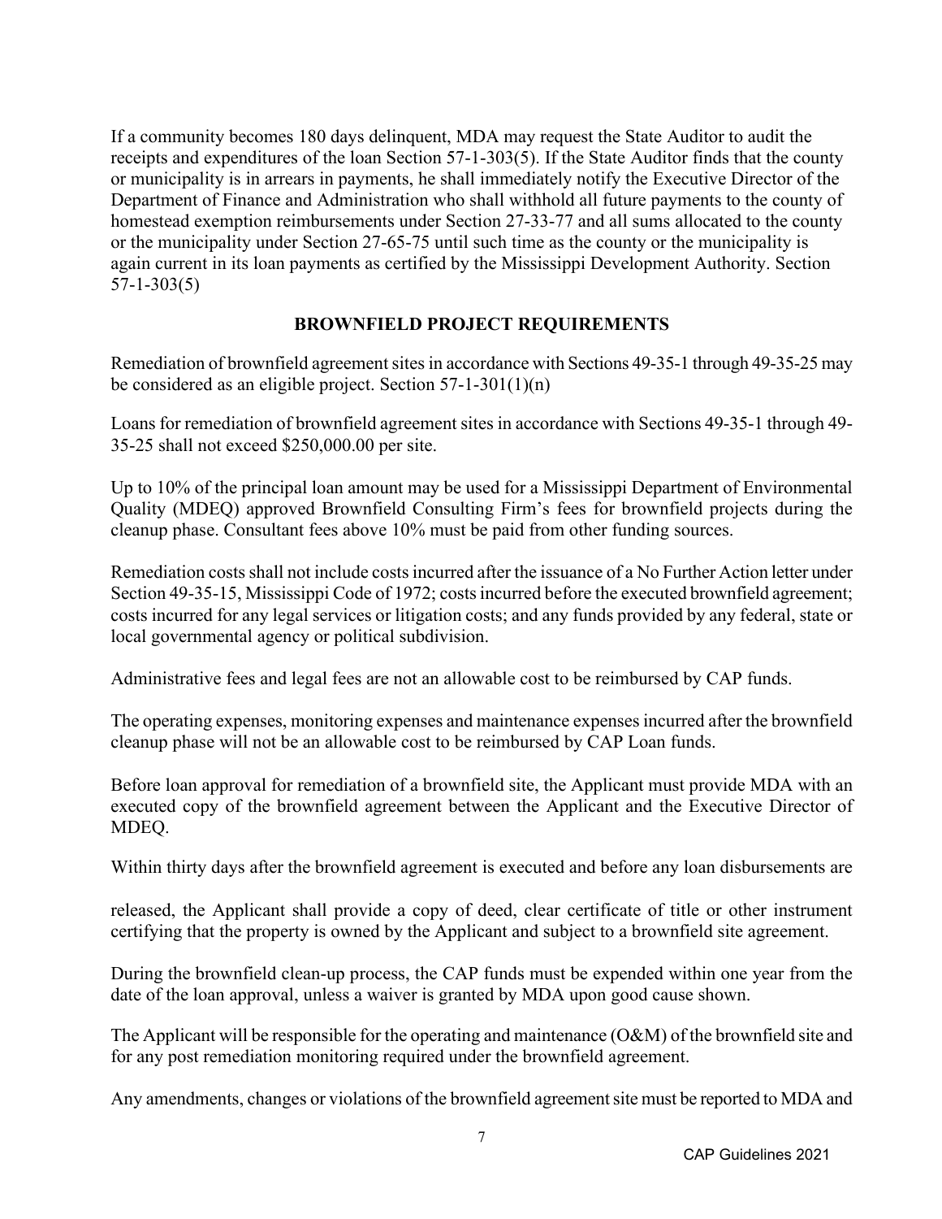If a community becomes 180 days delinquent, MDA may request the State Auditor to audit the receipts and expenditures of the loan Section 57-1-303(5). If the State Auditor finds that the county or municipality is in arrears in payments, he shall immediately notify the Executive Director of the Department of Finance and Administration who shall withhold all future payments to the county of homestead exemption reimbursements under Section 27-33-77 and all sums allocated to the county or the municipality under Section 27-65-75 until such time as the county or the municipality is again current in its loan payments as certified by the Mississippi Development Authority. Section 57-1-303(5)

## BROWNFIELD PROJECT REQUIREMENTS

Remediation of brownfield agreement sites in accordance with Sections 49-35-1 through 49-35-25 may be considered as an eligible project. Section 57-1-301(1)(n)

Loans for remediation of brownfield agreement sites in accordance with Sections 49-35-1 through 49-35-25 shall not exceed $250,000.00 per site.

Up to 10% of the principal loan amount may be used for a Mississippi Department of Environmental Quality (MDEQ) approved Brownfield Consulting Firm's fees for brownfield projects during the cleanup phase. Consultant fees above 10% must be paid from other funding sources.

Remediation costs shall not include costs incurred after the issuance of a No Further Action letter under Section 49-35-15, Mississippi Code of 1972; costs incurred before the executed brownfield agreement; costs incurred for any legal services or litigation costs; and any funds provided by any federal, state or local governmental agency or political subdivision.

Administrative fees and legal fees are not an allowable cost to be reimbursed by CAP funds.

The operating expenses, monitoring expenses and maintenance expenses incurred after the brownfield cleanup phase will not be an allowable cost to be reimbursed by CAP Loan funds.

Before loan approval for remediation of a brownfield site, the Applicant must provide MDA with an executed copy of the brownfield agreement between the Applicant and the Executive Director of MDEQ.

Within thirty days after the brownfield agreement is executed and before any loan disbursements are released, the Applicant shall provide a copy of deed, clear certificate of title or other instrument certifying that the property is owned by the Applicant and subject to a brownfield site agreement.

During the brownfield clean-up process, the CAP funds must be expended within one year from the date of the loan approval, unless a waiver is granted by MDA upon good cause shown.

The Applicant will be responsible for the operating and maintenance (O&M) of the brownfield site and for any post remediation monitoring required under the brownfield agreement.

Any amendments, changes or violations of the brownfield agreement site must be reported to MDA and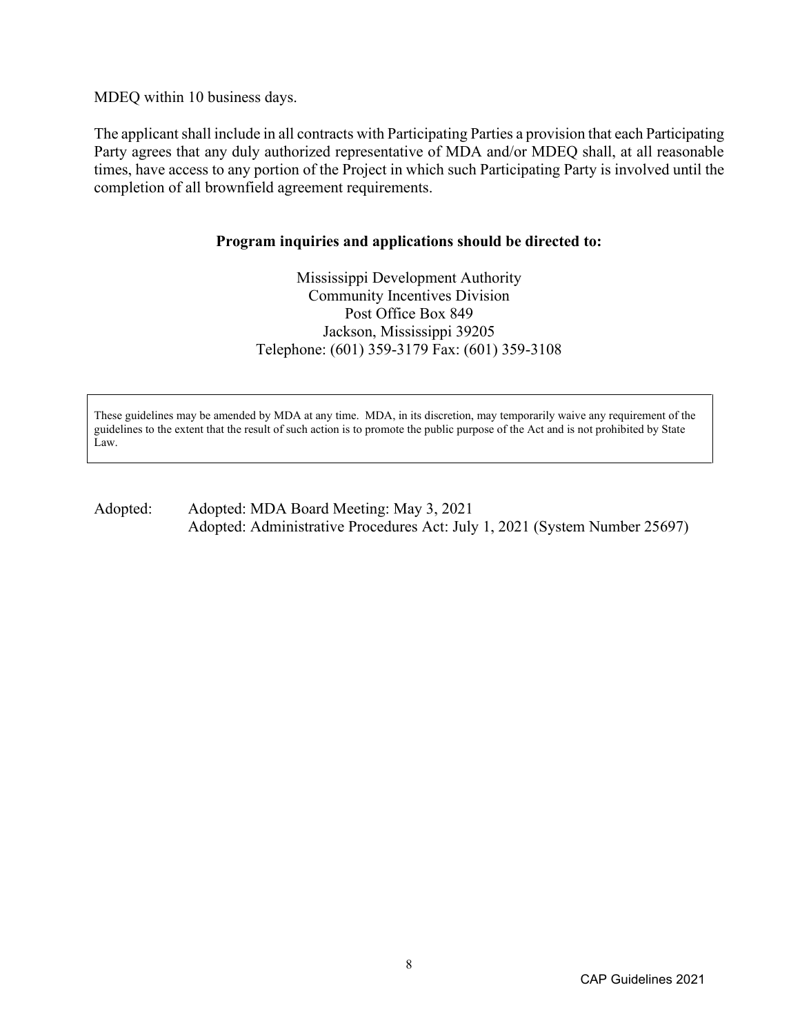MDEQ within 10 business days.

The applicant shall include in all contracts with Participating Parties a provision that each Participating Party agrees that any duly authorized representative of MDA and/or MDEQ shall, at all reasonable times, have access to any portion of the Project in which such Participating Party is involved until the completion of all brownfield agreement requirements.

**Program inquiries and applications should be directed to:**

Mississippi Development Authority  
Community Incentives Division  
Post Office Box 849  
Jackson, Mississippi 39205  
Telephone: (601) 359-3179 Fax: (601) 359-3108

> These guidelines may be amended by MDA at any time. MDA, in its discretion, may temporarily waive any requirement of the guidelines to the extent that the result of such action is to promote the public purpose of the Act and is not prohibited by State Law.

Adopted: Adopted: MDA Board Meeting: May 3, 2021  
Adopted: Administrative Procedures Act: July 1, 2021 (System Number 25697)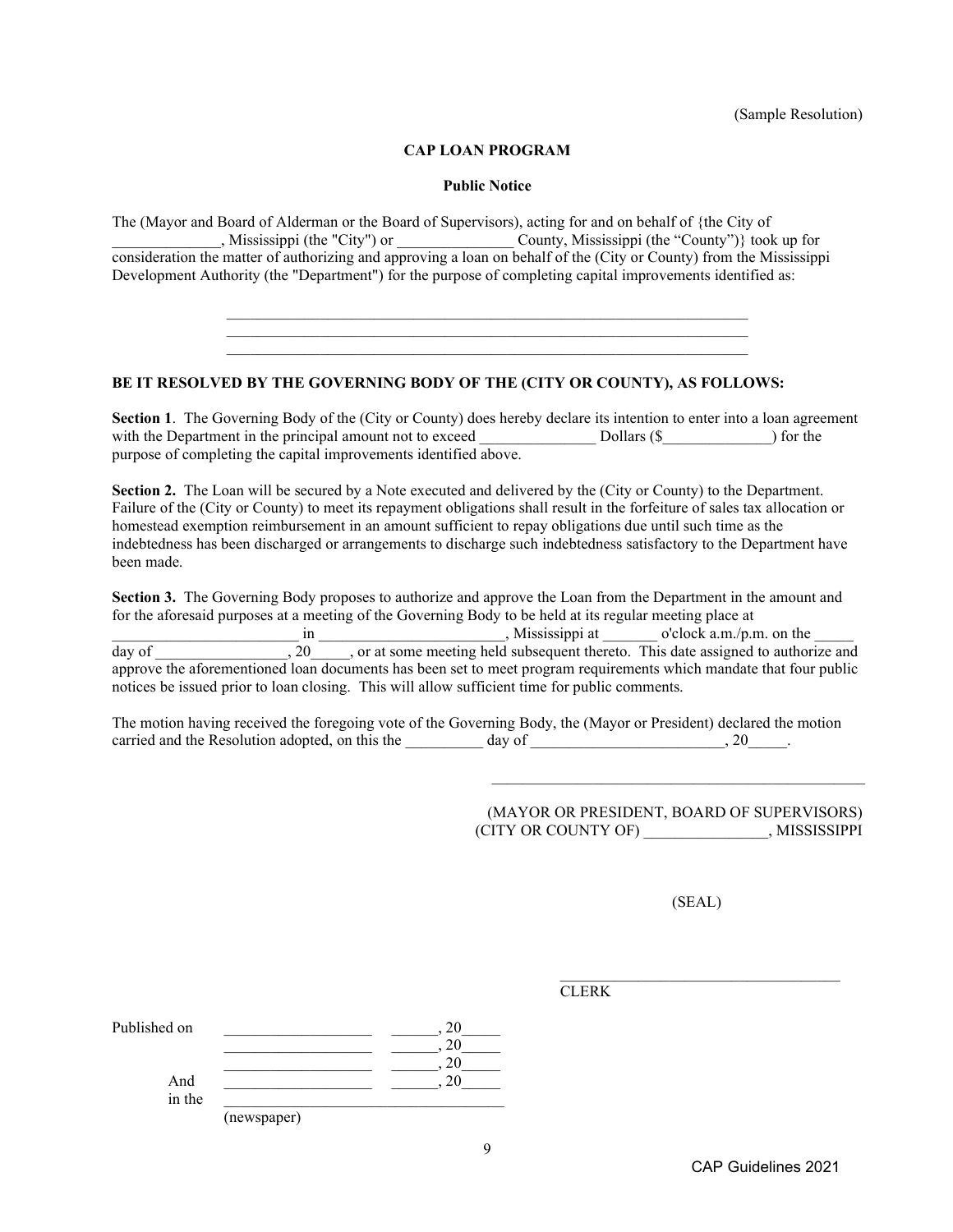(Sample Resolution)

**CAP LOAN PROGRAM**

**Public Notice**

The (Mayor and Board of Alderman or the Board of Supervisors), acting for and on behalf of {the City of ______________, Mississippi (the "City") or _______________ County, Mississippi (the "County")} took up for consideration the matter of authorizing and approving a loan on behalf of the (City or County) from the Mississippi Development Authority (the "Department") for the purpose of completing capital improvements identified as:

______________________________________________________________________
______________________________________________________________________
______________________________________________________________________

**BE IT RESOLVED BY THE GOVERNING BODY OF THE (CITY OR COUNTY), AS FOLLOWS:**

**Section 1**. The Governing Body of the (City or County) does hereby declare its intention to enter into a loan agreement with the Department in the principal amount not to exceed _______________ Dollars ($______________) for the purpose of completing the capital improvements identified above.

**Section 2.** The Loan will be secured by a Note executed and delivered by the (City or County) to the Department. Failure of the (City or County) to meet its repayment obligations shall result in the forfeiture of sales tax allocation or homestead exemption reimbursement in an amount sufficient to repay obligations due until such time as the indebtedness has been discharged or arrangements to discharge such indebtedness satisfactory to the Department have been made.

**Section 3.** The Governing Body proposes to authorize and approve the Loan from the Department in the amount and for the aforesaid purposes at a meeting of the Governing Body to be held at its regular meeting place at ________________________ in ________________________, Mississippi at _______ o'clock a.m./p.m. on the _____ day of _________________, 20_____, or at some meeting held subsequent thereto. This date assigned to authorize and approve the aforementioned loan documents has been set to meet program requirements which mandate that four public notices be issued prior to loan closing. This will allow sufficient time for public comments.

The motion having received the foregoing vote of the Governing Body, the (Mayor or President) declared the motion carried and the Resolution adopted, on this the __________ day of _________________________, 20_____.

_________________________________________________

(MAYOR OR PRESIDENT, BOARD OF SUPERVISORS)
(CITY OR COUNTY OF) ________________, MISSISSIPPI

(SEAL)

_____________________________________
CLERK

Published on ___________________ ______, 20_____
___________________ ______, 20_____
___________________ ______, 20_____
And ___________________ ______, 20_____
in the ____________________________________
(newspaper)